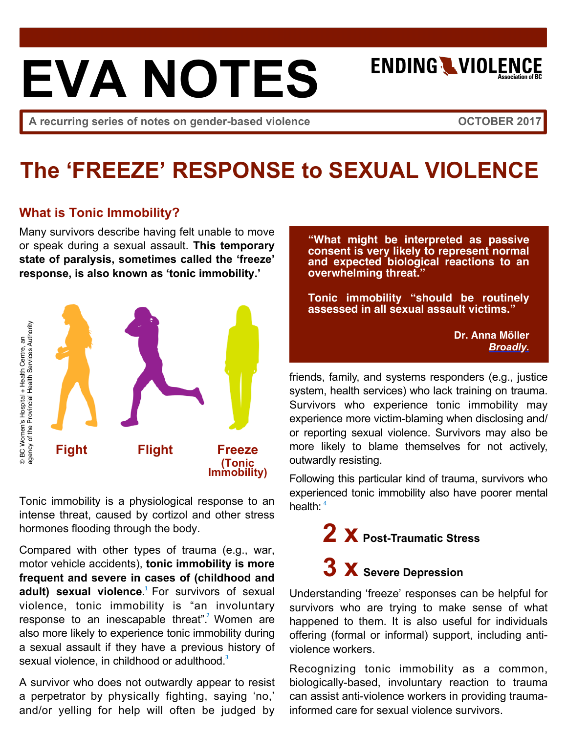# EVA NOTES

ENDING VIOLENCE Association of BC

A recurring series of notes on gender-based violence | OCTOBER 2017

## The 'FREEZE' RESPONSE to SEXUAL VIOLENCE

### What is Tonic Immobility?

Many survivors describe having felt unable to move or speak during a sexual assault. **This temporary state of paralysis, sometimes called the 'freeze' response, is also known as 'tonic immobility.'**

© BC Women's Hospital + Health Centre, an agency of the Provincial Health Services Authority

Fight | Flight | Freeze (Tonic Immobility)

Tonic immobility is a physiological response to an intense threat, caused by cortizol and other stress hormones flooding through the body.

Compared with other types of trauma (e.g., war, motor vehicle accidents), **tonic immobility is more frequent and severe in cases of (childhood and adult) sexual violence**.[1] For survivors of sexual violence, tonic immobility is "an involuntary response to an inescapable threat".[2] Women are also more likely to experience tonic immobility during a sexual assault if they have a previous history of sexual violence, in childhood or adulthood.[3]

A survivor who does not outwardly appear to resist a perpetrator by physically fighting, saying 'no,' and/or yelling for help will often be judged by friends, family, and systems responders (e.g., justice system, health services) who lack training on trauma. Survivors who experience tonic immobility may experience more victim-blaming when disclosing and/or reporting sexual violence. Survivors may also be more likely to blame themselves for not actively, outwardly resisting.

> **"What might be interpreted as passive consent is very likely to represent normal and expected biological reactions to an overwhelming threat."**
>
> **Tonic immobility "should be routinely assessed in all sexual assault victims."**
>
> **Dr. Anna Möller**
> ***Broadly.***

Following this particular kind of trauma, survivors who experienced tonic immobility also have poorer mental health: [4]

**2 x** **Post-Traumatic Stress**

**3 x** **Severe Depression**

Understanding 'freeze' responses can be helpful for survivors who are trying to make sense of what happened to them. It is also useful for individuals offering (formal or informal) support, including anti-violence workers.

Recognizing tonic immobility as a common, biologically-based, involuntary reaction to trauma can assist anti-violence workers in providing trauma-informed care for sexual violence survivors.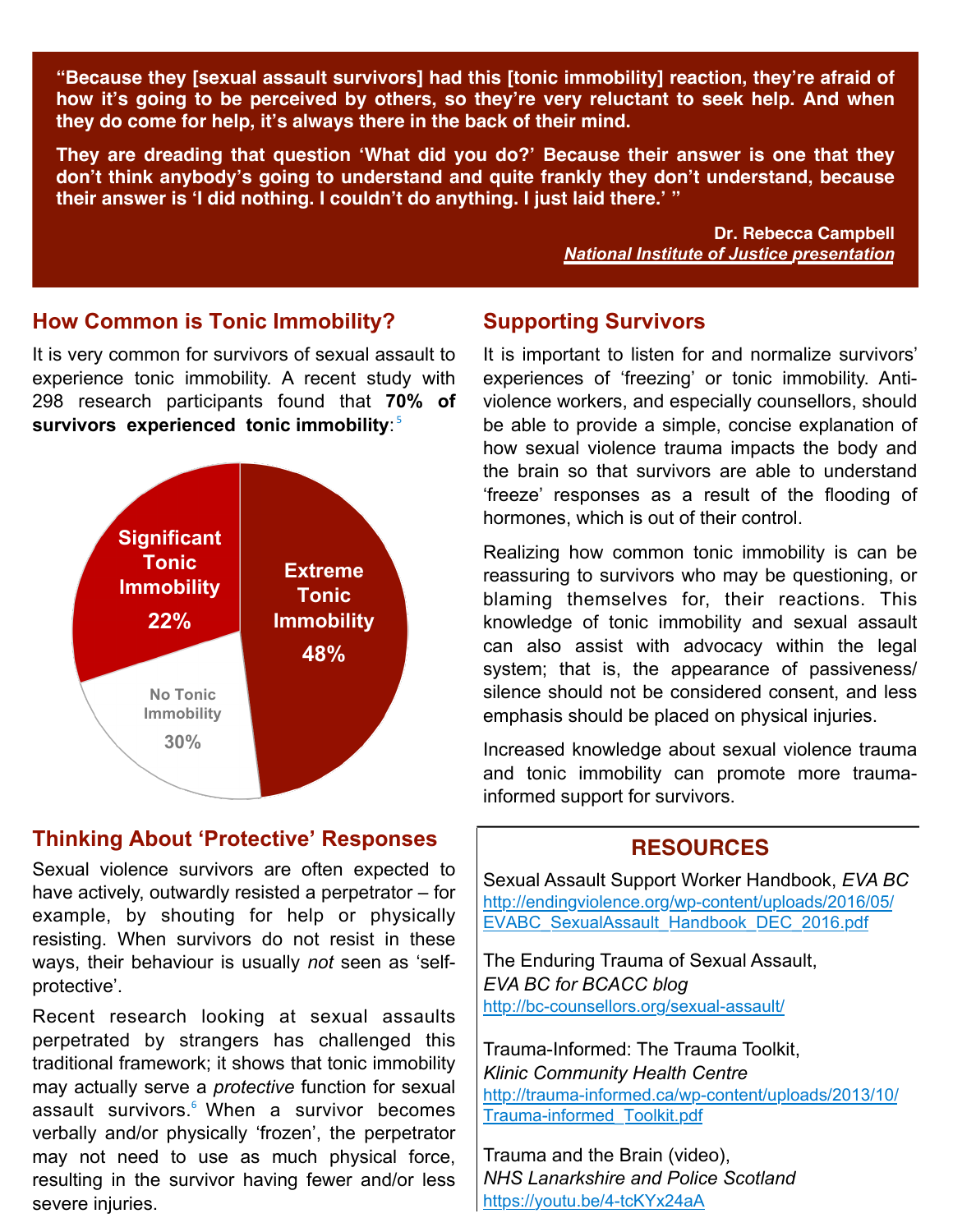**"Because they [sexual assault survivors] had this [tonic immobility] reaction, they're afraid of how it's going to be perceived by others, so they're very reluctant to seek help. And when they do come for help, it's always there in the back of their mind.**

**They are dreading that question 'What did you do?' Because their answer is one that they don't think anybody's going to understand and quite frankly they don't understand, because their answer is 'I did nothing. I couldn't do anything. I just laid there.' "**

**Dr. Rebecca Campbell**
***National Institute of Justice presentation***

## How Common is Tonic Immobility?

It is very common for survivors of sexual assault to experience tonic immobility. A recent study with 298 research participants found that **70% of survivors experienced tonic immobility**:[5]

Significant Tonic Immobility
22%

Extreme Tonic Immobility
48%

No Tonic Immobility
30%

## Thinking About 'Protective' Responses

Sexual violence survivors are often expected to have actively, outwardly resisted a perpetrator – for example, by shouting for help or physically resisting. When survivors do not resist in these ways, their behaviour is usually *not* seen as 'self-protective'.

Recent research looking at sexual assaults perpetrated by strangers has challenged this traditional framework; it shows that tonic immobility may actually serve a *protective* function for sexual assault survivors.[6] When a survivor becomes verbally and/or physically 'frozen', the perpetrator may not need to use as much physical force, resulting in the survivor having fewer and/or less severe injuries.

## Supporting Survivors

It is important to listen for and normalize survivors' experiences of 'freezing' or tonic immobility. Anti-violence workers, and especially counsellors, should be able to provide a simple, concise explanation of how sexual violence trauma impacts the body and the brain so that survivors are able to understand 'freeze' responses as a result of the flooding of hormones, which is out of their control.

Realizing how common tonic immobility is can be reassuring to survivors who may be questioning, or blaming themselves for, their reactions. This knowledge of tonic immobility and sexual assault can also assist with advocacy within the legal system; that is, the appearance of passiveness/ silence should not be considered consent, and less emphasis should be placed on physical injuries.

Increased knowledge about sexual violence trauma and tonic immobility can promote more trauma-informed support for survivors.

## RESOURCES

Sexual Assault Support Worker Handbook, *EVA BC*
http://endingviolence.org/wp-content/uploads/2016/05/EVABC_SexualAssault_Handbook_DEC_2016.pdf

The Enduring Trauma of Sexual Assault,
*EVA BC for BCACC blog*
http://bc-counsellors.org/sexual-assault/

Trauma-Informed: The Trauma Toolkit,
*Klinic Community Health Centre*
http://trauma-informed.ca/wp-content/uploads/2013/10/Trauma-informed_Toolkit.pdf

Trauma and the Brain (video),
*NHS Lanarkshire and Police Scotland*
https://youtu.be/4-tcKYx24aA